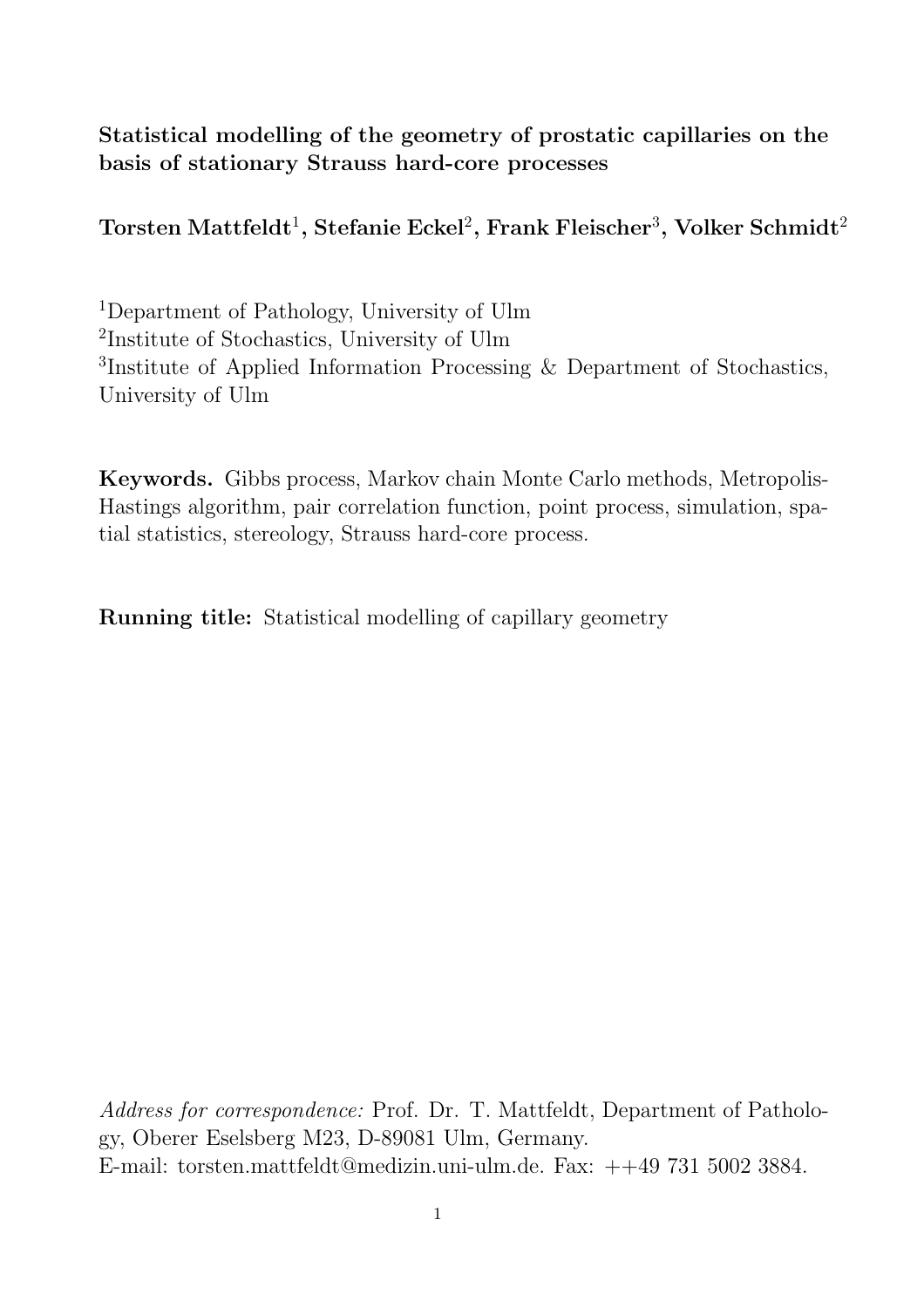# Statistical modelling of the geometry of prostatic capillaries on the basis of stationary Strauss hard-core processes

**Torsten Mattfeldt[1], Stefanie Eckel[2], Frank Fleischer[3], Volker Schmidt[2]**

[1]Department of Pathology, University of Ulm
[2]Institute of Stochastics, University of Ulm
[3]Institute of Applied Information Processing & Department of Stochastics, University of Ulm

**Keywords.** Gibbs process, Markov chain Monte Carlo methods, Metropolis-Hastings algorithm, pair correlation function, point process, simulation, spatial statistics, stereology, Strauss hard-core process.

**Running title:** Statistical modelling of capillary geometry

*Address for correspondence:* Prof. Dr. T. Mattfeldt, Department of Pathology, Oberer Eselsberg M23, D-89081 Ulm, Germany.
E-mail: torsten.mattfeldt@medizin.uni-ulm.de. Fax: ++49 731 5002 3884.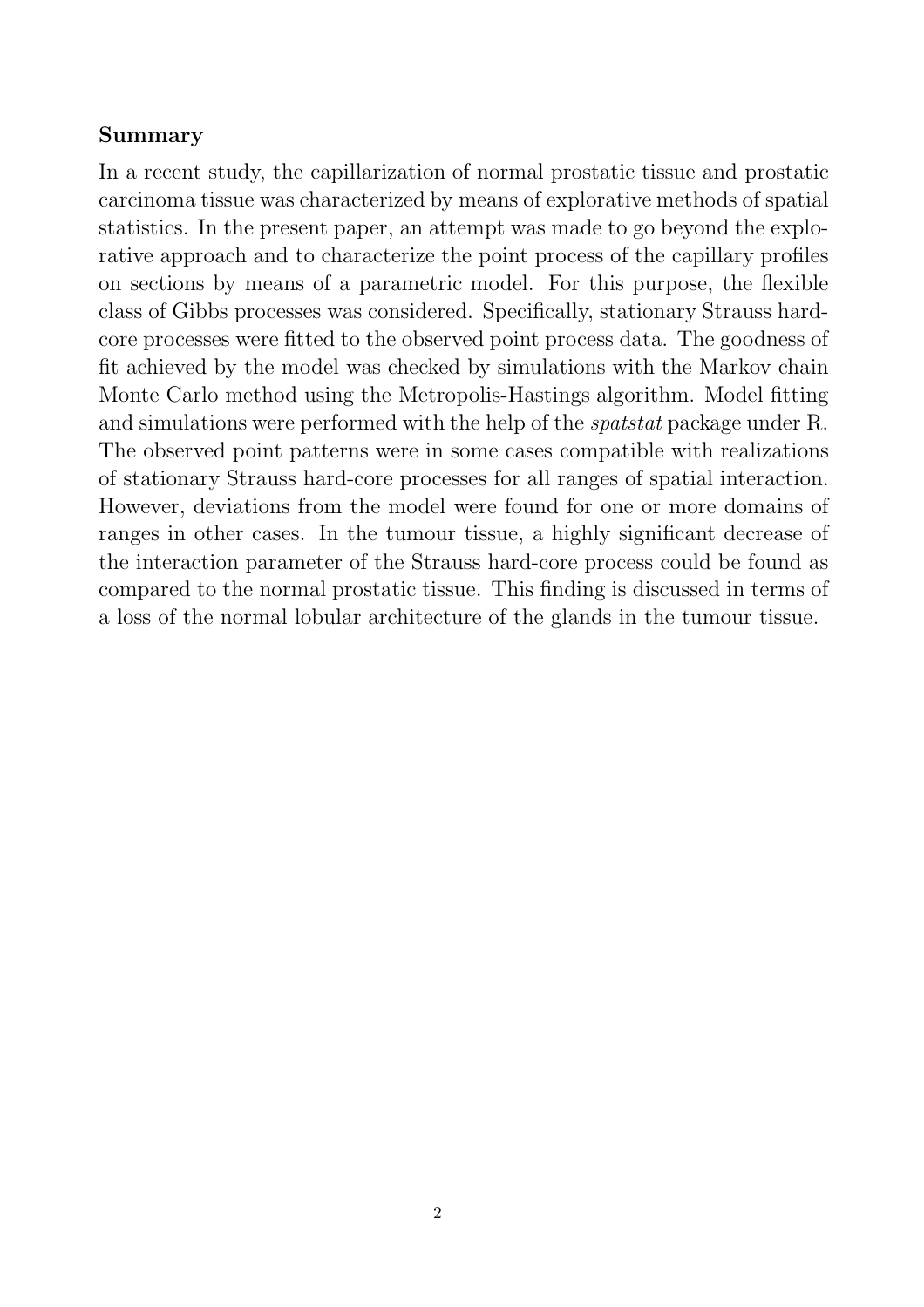**Summary**

In a recent study, the capillarization of normal prostatic tissue and prostatic carcinoma tissue was characterized by means of explorative methods of spatial statistics. In the present paper, an attempt was made to go beyond the explorative approach and to characterize the point process of the capillary profiles on sections by means of a parametric model. For this purpose, the flexible class of Gibbs processes was considered. Specifically, stationary Strauss hard-core processes were fitted to the observed point process data. The goodness of fit achieved by the model was checked by simulations with the Markov chain Monte Carlo method using the Metropolis-Hastings algorithm. Model fitting and simulations were performed with the help of the *spatstat* package under R. The observed point patterns were in some cases compatible with realizations of stationary Strauss hard-core processes for all ranges of spatial interaction. However, deviations from the model were found for one or more domains of ranges in other cases. In the tumour tissue, a highly significant decrease of the interaction parameter of the Strauss hard-core process could be found as compared to the normal prostatic tissue. This finding is discussed in terms of a loss of the normal lobular architecture of the glands in the tumour tissue.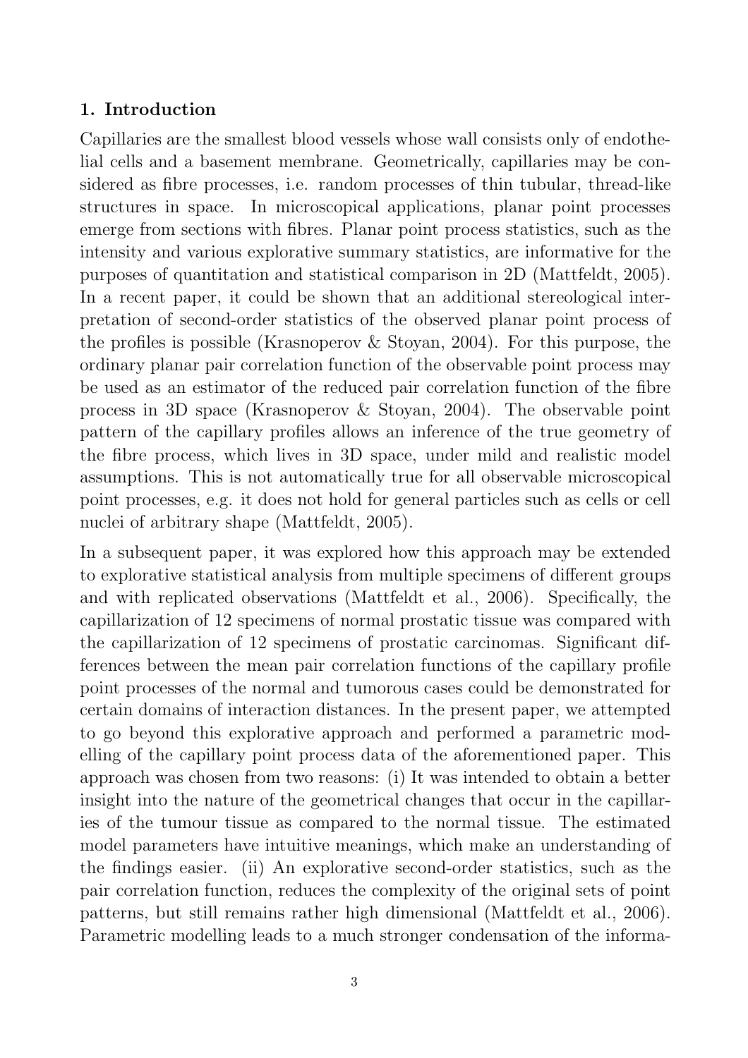## 1. Introduction

Capillaries are the smallest blood vessels whose wall consists only of endothelial cells and a basement membrane. Geometrically, capillaries may be considered as fibre processes, i.e. random processes of thin tubular, thread-like structures in space. In microscopical applications, planar point processes emerge from sections with fibres. Planar point process statistics, such as the intensity and various explorative summary statistics, are informative for the purposes of quantitation and statistical comparison in 2D (Mattfeldt, 2005). In a recent paper, it could be shown that an additional stereological interpretation of second-order statistics of the observed planar point process of the profiles is possible (Krasnoperov & Stoyan, 2004). For this purpose, the ordinary planar pair correlation function of the observable point process may be used as an estimator of the reduced pair correlation function of the fibre process in 3D space (Krasnoperov & Stoyan, 2004). The observable point pattern of the capillary profiles allows an inference of the true geometry of the fibre process, which lives in 3D space, under mild and realistic model assumptions. This is not automatically true for all observable microscopical point processes, e.g. it does not hold for general particles such as cells or cell nuclei of arbitrary shape (Mattfeldt, 2005).

In a subsequent paper, it was explored how this approach may be extended to explorative statistical analysis from multiple specimens of different groups and with replicated observations (Mattfeldt et al., 2006). Specifically, the capillarization of 12 specimens of normal prostatic tissue was compared with the capillarization of 12 specimens of prostatic carcinomas. Significant differences between the mean pair correlation functions of the capillary profile point processes of the normal and tumorous cases could be demonstrated for certain domains of interaction distances. In the present paper, we attempted to go beyond this explorative approach and performed a parametric modelling of the capillary point process data of the aforementioned paper. This approach was chosen from two reasons: (i) It was intended to obtain a better insight into the nature of the geometrical changes that occur in the capillaries of the tumour tissue as compared to the normal tissue. The estimated model parameters have intuitive meanings, which make an understanding of the findings easier. (ii) An explorative second-order statistics, such as the pair correlation function, reduces the complexity of the original sets of point patterns, but still remains rather high dimensional (Mattfeldt et al., 2006). Parametric modelling leads to a much stronger condensation of the informa-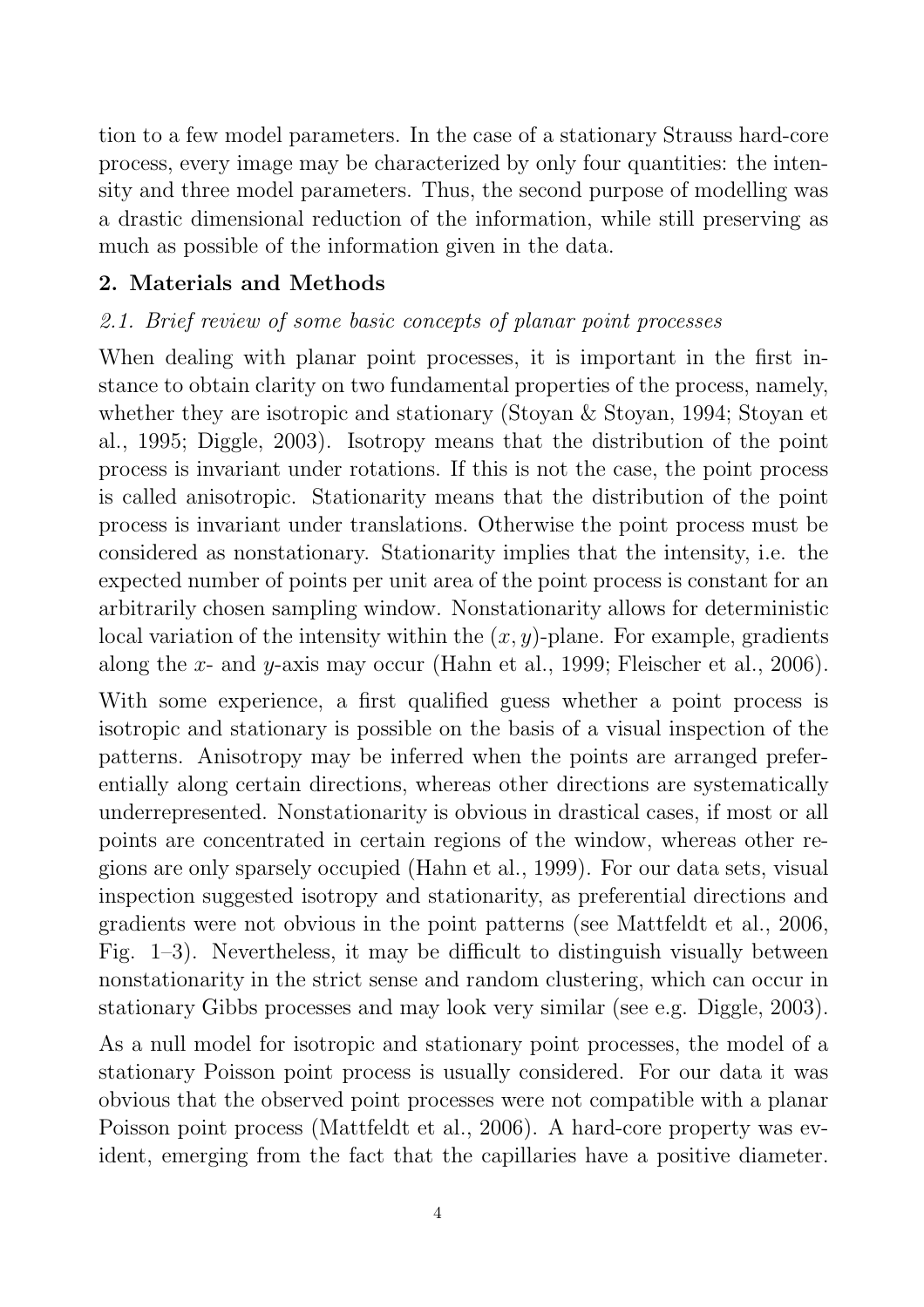tion to a few model parameters. In the case of a stationary Strauss hard-core process, every image may be characterized by only four quantities: the intensity and three model parameters. Thus, the second purpose of modelling was a drastic dimensional reduction of the information, while still preserving as much as possible of the information given in the data.

## 2. Materials and Methods

### *2.1. Brief review of some basic concepts of planar point processes*

When dealing with planar point processes, it is important in the first instance to obtain clarity on two fundamental properties of the process, namely, whether they are isotropic and stationary (Stoyan & Stoyan, 1994; Stoyan et al., 1995; Diggle, 2003). Isotropy means that the distribution of the point process is invariant under rotations. If this is not the case, the point process is called anisotropic. Stationarity means that the distribution of the point process is invariant under translations. Otherwise the point process must be considered as nonstationary. Stationarity implies that the intensity, i.e. the expected number of points per unit area of the point process is constant for an arbitrarily chosen sampling window. Nonstationarity allows for deterministic local variation of the intensity within the $(x, y)$-plane. For example, gradients along the $x$- and $y$-axis may occur (Hahn et al., 1999; Fleischer et al., 2006).

With some experience, a first qualified guess whether a point process is isotropic and stationary is possible on the basis of a visual inspection of the patterns. Anisotropy may be inferred when the points are arranged preferentially along certain directions, whereas other directions are systematically underrepresented. Nonstationarity is obvious in drastical cases, if most or all points are concentrated in certain regions of the window, whereas other regions are only sparsely occupied (Hahn et al., 1999). For our data sets, visual inspection suggested isotropy and stationarity, as preferential directions and gradients were not obvious in the point patterns (see Mattfeldt et al., 2006, Fig. 1–3). Nevertheless, it may be difficult to distinguish visually between nonstationarity in the strict sense and random clustering, which can occur in stationary Gibbs processes and may look very similar (see e.g. Diggle, 2003).

As a null model for isotropic and stationary point processes, the model of a stationary Poisson point process is usually considered. For our data it was obvious that the observed point processes were not compatible with a planar Poisson point process (Mattfeldt et al., 2006). A hard-core property was evident, emerging from the fact that the capillaries have a positive diameter.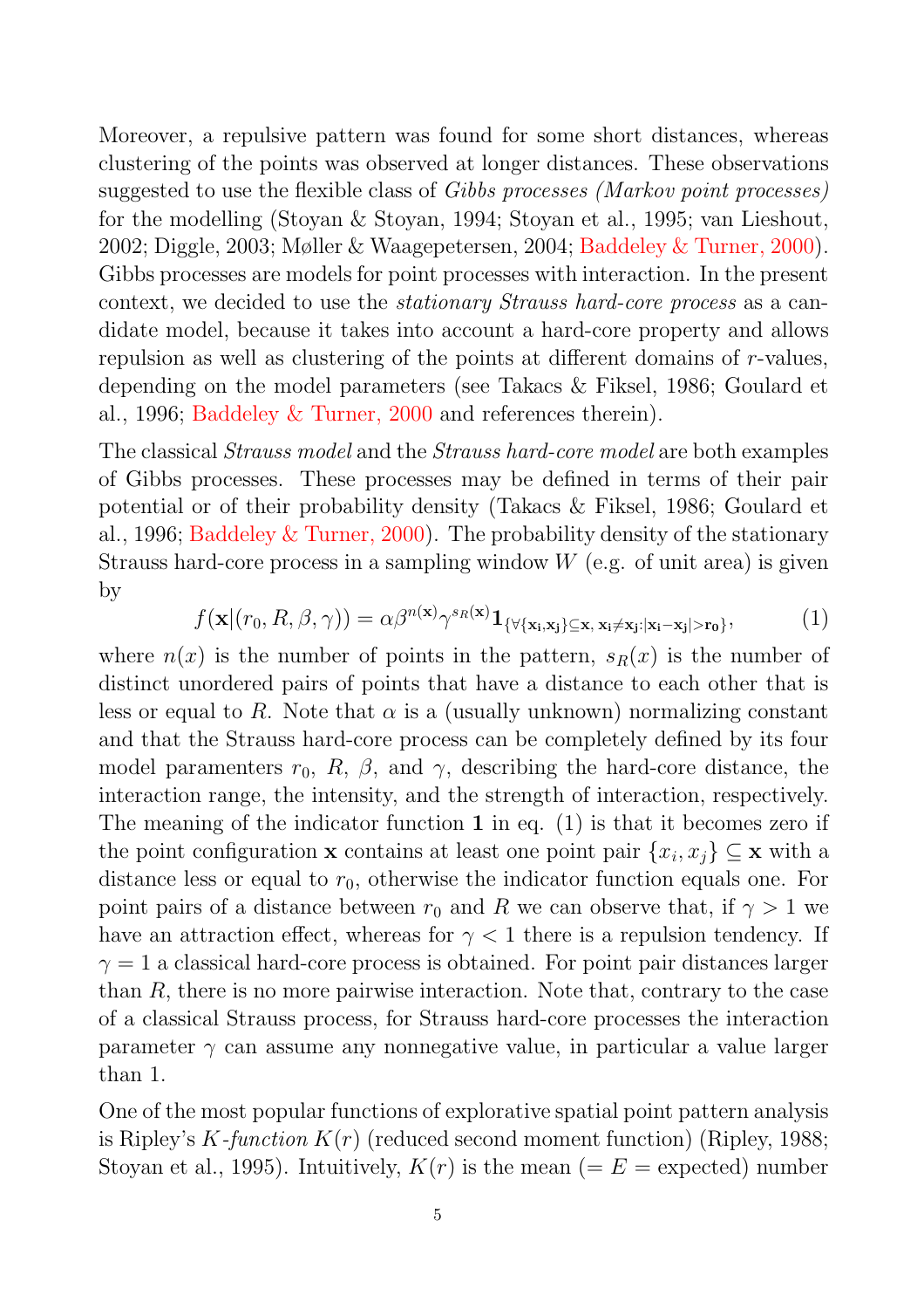Moreover, a repulsive pattern was found for some short distances, whereas clustering of the points was observed at longer distances. These observations suggested to use the flexible class of *Gibbs processes (Markov point processes)* for the modelling (Stoyan & Stoyan, 1994; Stoyan et al., 1995; van Lieshout, 2002; Diggle, 2003; Møller & Waagepetersen, 2004; Baddeley & Turner, 2000). Gibbs processes are models for point processes with interaction. In the present context, we decided to use the *stationary Strauss hard-core process* as a candidate model, because it takes into account a hard-core property and allows repulsion as well as clustering of the points at different domains of $r$-values, depending on the model parameters (see Takacs & Fiksel, 1986; Goulard et al., 1996; Baddeley & Turner, 2000 and references therein).

The classical *Strauss model* and the *Strauss hard-core model* are both examples of Gibbs processes. These processes may be defined in terms of their pair potential or of their probability density (Takacs & Fiksel, 1986; Goulard et al., 1996; Baddeley & Turner, 2000). The probability density of the stationary Strauss hard-core process in a sampling window $W$ (e.g. of unit area) is given by

$$f(\mathbf{x}|(r_0, R, \beta, \gamma)) = \alpha \beta^{n(\mathbf{x})} \gamma^{s_R(\mathbf{x})} \mathbf{1}_{\{\forall \{\mathbf{x_i}, \mathbf{x_j}\} \subseteq \mathbf{x},\, \mathbf{x_i} \neq \mathbf{x_j} : |\mathbf{x_i} - \mathbf{x_j}| > \mathbf{r_0}\}}, \tag{1}$$

where $n(x)$ is the number of points in the pattern, $s_R(x)$ is the number of distinct unordered pairs of points that have a distance to each other that is less or equal to $R$. Note that $\alpha$ is a (usually unknown) normalizing constant and that the Strauss hard-core process can be completely defined by its four model paramenters $r_0$, $R$, $\beta$, and $\gamma$, describing the hard-core distance, the interaction range, the intensity, and the strength of interaction, respectively. The meaning of the indicator function $\mathbf{1}$ in eq. (1) is that it becomes zero if the point configuration $\mathbf{x}$ contains at least one point pair $\{x_i, x_j\} \subseteq \mathbf{x}$ with a distance less or equal to $r_0$, otherwise the indicator function equals one. For point pairs of a distance between $r_0$ and $R$ we can observe that, if $\gamma > 1$ we have an attraction effect, whereas for $\gamma < 1$ there is a repulsion tendency. If $\gamma = 1$ a classical hard-core process is obtained. For point pair distances larger than $R$, there is no more pairwise interaction. Note that, contrary to the case of a classical Strauss process, for Strauss hard-core processes the interaction parameter $\gamma$ can assume any nonnegative value, in particular a value larger than 1.

One of the most popular functions of explorative spatial point pattern analysis is Ripley's *$K$-function* $K(r)$ (reduced second moment function) (Ripley, 1988; Stoyan et al., 1995). Intuitively, $K(r)$ is the mean (= $E$ = expected) number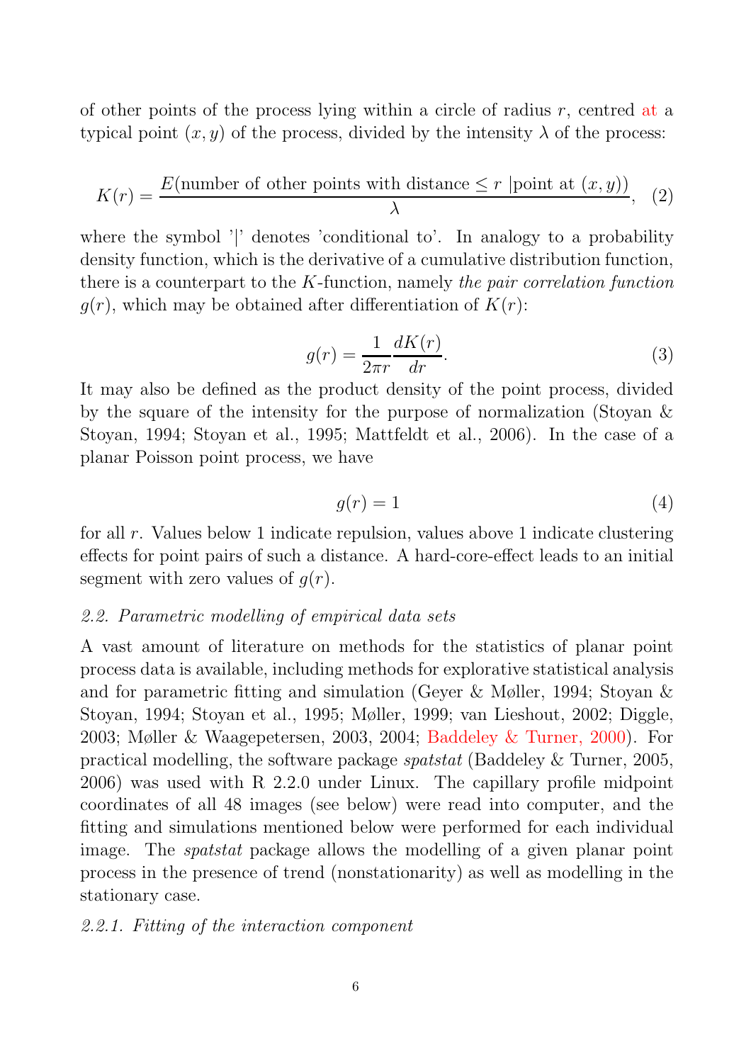of other points of the process lying within a circle of radius $r$, centred at a typical point $(x, y)$ of the process, divided by the intensity $\lambda$ of the process:

$$K(r) = \frac{E(\text{number of other points with distance} \leq r \ |\text{point at } (x, y))}{\lambda}, \quad (2)$$

where the symbol '|' denotes 'conditional to'. In analogy to a probability density function, which is the derivative of a cumulative distribution function, there is a counterpart to the $K$-function, namely *the pair correlation function* $g(r)$, which may be obtained after differentiation of $K(r)$:

$$g(r) = \frac{1}{2\pi r} \frac{dK(r)}{dr}. \quad (3)$$

It may also be defined as the product density of the point process, divided by the square of the intensity for the purpose of normalization (Stoyan & Stoyan, 1994; Stoyan et al., 1995; Mattfeldt et al., 2006). In the case of a planar Poisson point process, we have

$$g(r) = 1 \quad (4)$$

for all $r$. Values below 1 indicate repulsion, values above 1 indicate clustering effects for point pairs of such a distance. A hard-core-effect leads to an initial segment with zero values of $g(r)$.

### *2.2. Parametric modelling of empirical data sets*

A vast amount of literature on methods for the statistics of planar point process data is available, including methods for explorative statistical analysis and for parametric fitting and simulation (Geyer & Møller, 1994; Stoyan & Stoyan, 1994; Stoyan et al., 1995; Møller, 1999; van Lieshout, 2002; Diggle, 2003; Møller & Waagepetersen, 2003, 2004; Baddeley & Turner, 2000). For practical modelling, the software package *spatstat* (Baddeley & Turner, 2005, 2006) was used with R 2.2.0 under Linux. The capillary profile midpoint coordinates of all 48 images (see below) were read into computer, and the fitting and simulations mentioned below were performed for each individual image. The *spatstat* package allows the modelling of a given planar point process in the presence of trend (nonstationarity) as well as modelling in the stationary case.

#### *2.2.1. Fitting of the interaction component*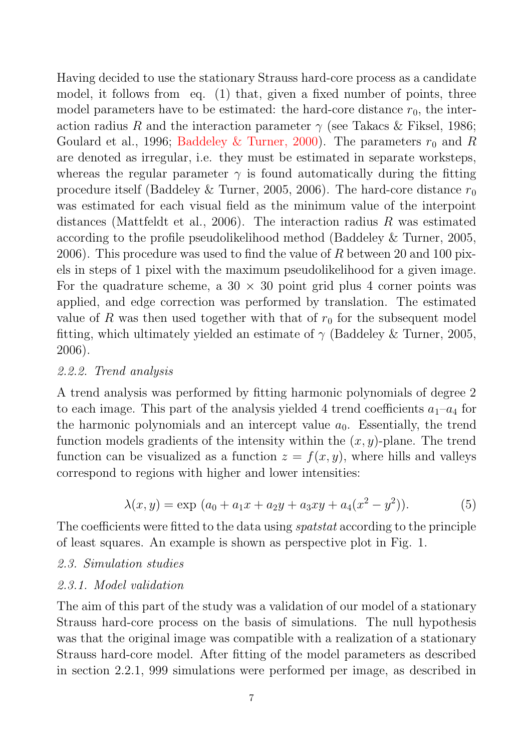Having decided to use the stationary Strauss hard-core process as a candidate model, it follows from eq. (1) that, given a fixed number of points, three model parameters have to be estimated: the hard-core distance $r_0$, the interaction radius $R$ and the interaction parameter $\gamma$ (see Takacs & Fiksel, 1986; Goulard et al., 1996; Baddeley & Turner, 2000). The parameters $r_0$ and $R$ are denoted as irregular, i.e. they must be estimated in separate worksteps, whereas the regular parameter $\gamma$ is found automatically during the fitting procedure itself (Baddeley & Turner, 2005, 2006). The hard-core distance $r_0$ was estimated for each visual field as the minimum value of the interpoint distances (Mattfeldt et al., 2006). The interaction radius $R$ was estimated according to the profile pseudolikelihood method (Baddeley & Turner, 2005, 2006). This procedure was used to find the value of $R$ between 20 and 100 pixels in steps of 1 pixel with the maximum pseudolikelihood for a given image. For the quadrature scheme, a $30 \times 30$ point grid plus 4 corner points was applied, and edge correction was performed by translation. The estimated value of $R$ was then used together with that of $r_0$ for the subsequent model fitting, which ultimately yielded an estimate of $\gamma$ (Baddeley & Turner, 2005, 2006).

### *2.2.2. Trend analysis*

A trend analysis was performed by fitting harmonic polynomials of degree 2 to each image. This part of the analysis yielded 4 trend coefficients $a_1$–$a_4$ for the harmonic polynomials and an intercept value $a_0$. Essentially, the trend function models gradients of the intensity within the $(x, y)$-plane. The trend function can be visualized as a function $z = f(x, y)$, where hills and valleys correspond to regions with higher and lower intensities:

$$\lambda(x, y) = \exp\ (a_0 + a_1 x + a_2 y + a_3 xy + a_4(x^2 - y^2)). \tag{5}$$

The coefficients were fitted to the data using *spatstat* according to the principle of least squares. An example is shown as perspective plot in Fig. 1.

## *2.3. Simulation studies*

### *2.3.1. Model validation*

The aim of this part of the study was a validation of our model of a stationary Strauss hard-core process on the basis of simulations. The null hypothesis was that the original image was compatible with a realization of a stationary Strauss hard-core model. After fitting of the model parameters as described in section 2.2.1, 999 simulations were performed per image, as described in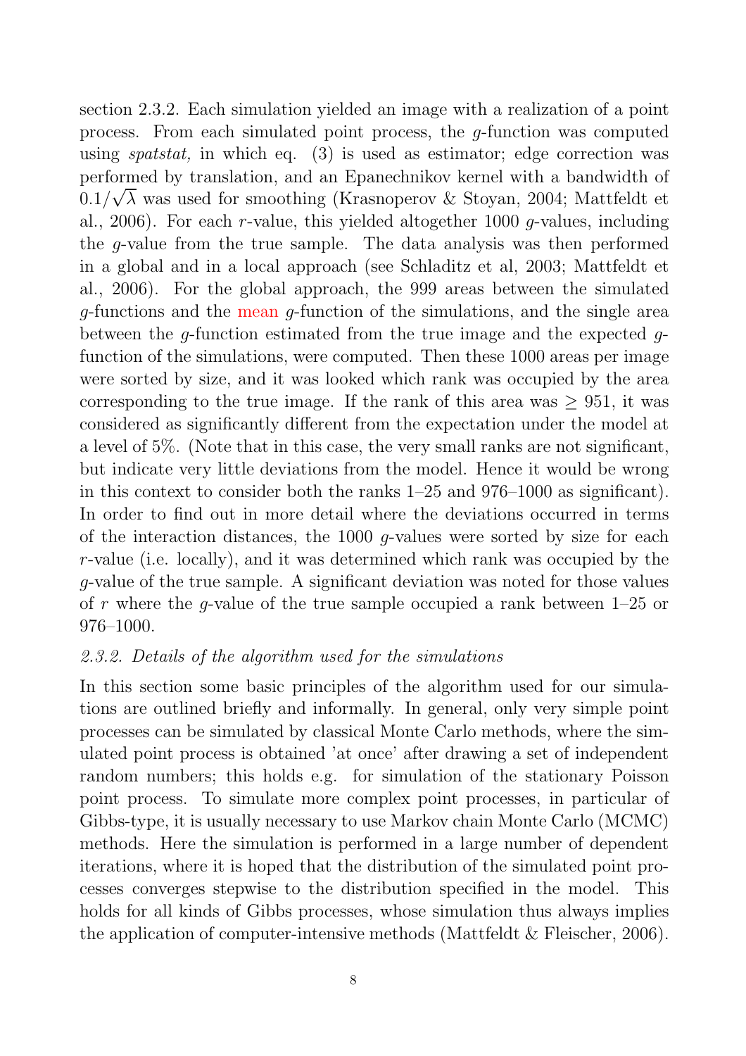section 2.3.2. Each simulation yielded an image with a realization of a point process. From each simulated point process, the $g$-function was computed using *spatstat,* in which eq. (3) is used as estimator; edge correction was performed by translation, and an Epanechnikov kernel with a bandwidth of $0.1/\sqrt{\lambda}$ was used for smoothing (Krasnoperov & Stoyan, 2004; Mattfeldt et al., 2006). For each $r$-value, this yielded altogether 1000 $g$-values, including the $g$-value from the true sample. The data analysis was then performed in a global and in a local approach (see Schladitz et al, 2003; Mattfeldt et al., 2006). For the global approach, the 999 areas between the simulated $g$-functions and the mean $g$-function of the simulations, and the single area between the $g$-function estimated from the true image and the expected $g$-function of the simulations, were computed. Then these 1000 areas per image were sorted by size, and it was looked which rank was occupied by the area corresponding to the true image. If the rank of this area was $\geq 951$, it was considered as significantly different from the expectation under the model at a level of 5%. (Note that in this case, the very small ranks are not significant, but indicate very little deviations from the model. Hence it would be wrong in this context to consider both the ranks 1–25 and 976–1000 as significant). In order to find out in more detail where the deviations occurred in terms of the interaction distances, the 1000 $g$-values were sorted by size for each $r$-value (i.e. locally), and it was determined which rank was occupied by the $g$-value of the true sample. A significant deviation was noted for those values of $r$ where the $g$-value of the true sample occupied a rank between 1–25 or 976–1000.

### *2.3.2. Details of the algorithm used for the simulations*

In this section some basic principles of the algorithm used for our simulations are outlined briefly and informally. In general, only very simple point processes can be simulated by classical Monte Carlo methods, where the simulated point process is obtained 'at once' after drawing a set of independent random numbers; this holds e.g. for simulation of the stationary Poisson point process. To simulate more complex point processes, in particular of Gibbs-type, it is usually necessary to use Markov chain Monte Carlo (MCMC) methods. Here the simulation is performed in a large number of dependent iterations, where it is hoped that the distribution of the simulated point processes converges stepwise to the distribution specified in the model. This holds for all kinds of Gibbs processes, whose simulation thus always implies the application of computer-intensive methods (Mattfeldt & Fleischer, 2006).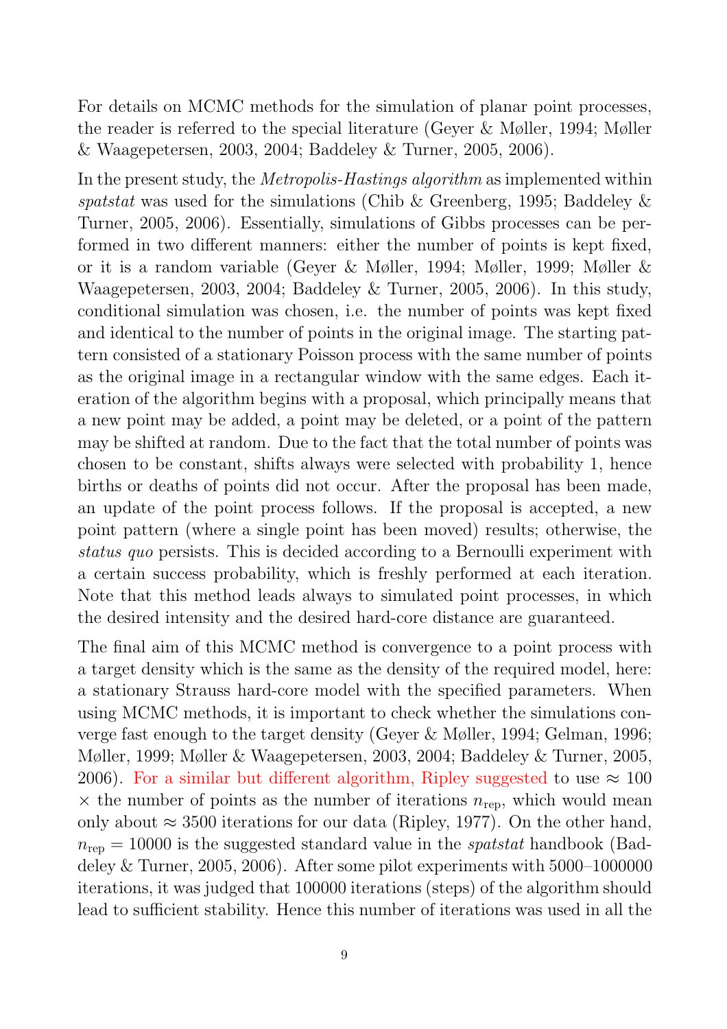For details on MCMC methods for the simulation of planar point processes, the reader is referred to the special literature (Geyer & Møller, 1994; Møller & Waagepetersen, 2003, 2004; Baddeley & Turner, 2005, 2006).

In the present study, the *Metropolis-Hastings algorithm* as implemented within *spatstat* was used for the simulations (Chib & Greenberg, 1995; Baddeley & Turner, 2005, 2006). Essentially, simulations of Gibbs processes can be performed in two different manners: either the number of points is kept fixed, or it is a random variable (Geyer & Møller, 1994; Møller, 1999; Møller & Waagepetersen, 2003, 2004; Baddeley & Turner, 2005, 2006). In this study, conditional simulation was chosen, i.e. the number of points was kept fixed and identical to the number of points in the original image. The starting pattern consisted of a stationary Poisson process with the same number of points as the original image in a rectangular window with the same edges. Each iteration of the algorithm begins with a proposal, which principally means that a new point may be added, a point may be deleted, or a point of the pattern may be shifted at random. Due to the fact that the total number of points was chosen to be constant, shifts always were selected with probability 1, hence births or deaths of points did not occur. After the proposal has been made, an update of the point process follows. If the proposal is accepted, a new point pattern (where a single point has been moved) results; otherwise, the *status quo* persists. This is decided according to a Bernoulli experiment with a certain success probability, which is freshly performed at each iteration. Note that this method leads always to simulated point processes, in which the desired intensity and the desired hard-core distance are guaranteed.

The final aim of this MCMC method is convergence to a point process with a target density which is the same as the density of the required model, here: a stationary Strauss hard-core model with the specified parameters. When using MCMC methods, it is important to check whether the simulations converge fast enough to the target density (Geyer & Møller, 1994; Gelman, 1996; Møller, 1999; Møller & Waagepetersen, 2003, 2004; Baddeley & Turner, 2005, 2006). For a similar but different algorithm, Ripley suggested to use $\approx 100 \times$ the number of points as the number of iterations $n_{\text{rep}}$, which would mean only about $\approx 3500$ iterations for our data (Ripley, 1977). On the other hand, $n_{\text{rep}} = 10000$ is the suggested standard value in the *spatstat* handbook (Baddeley & Turner, 2005, 2006). After some pilot experiments with 5000–1000000 iterations, it was judged that 100000 iterations (steps) of the algorithm should lead to sufficient stability. Hence this number of iterations was used in all the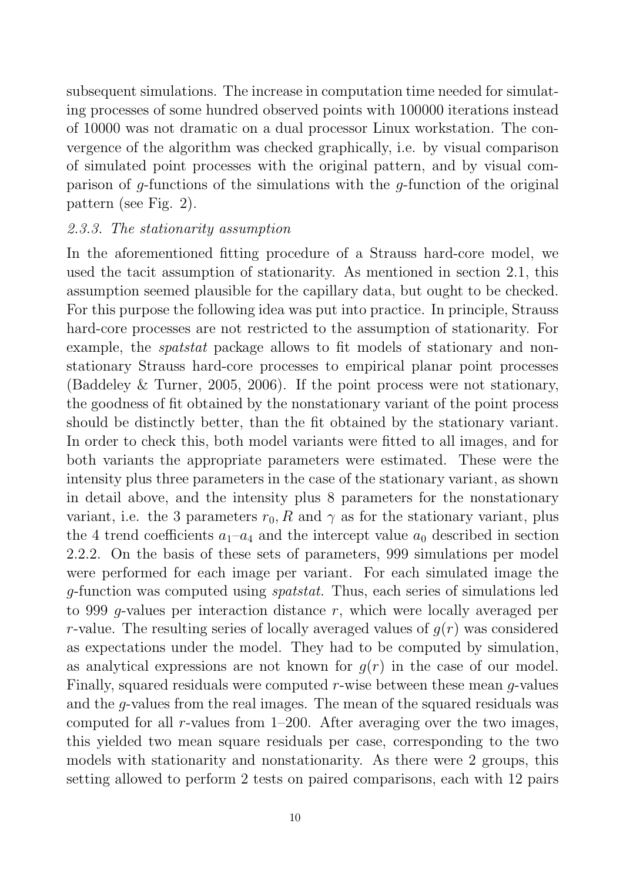subsequent simulations. The increase in computation time needed for simulating processes of some hundred observed points with 100000 iterations instead of 10000 was not dramatic on a dual processor Linux workstation. The convergence of the algorithm was checked graphically, i.e. by visual comparison of simulated point processes with the original pattern, and by visual comparison of $g$-functions of the simulations with the $g$-function of the original pattern (see Fig. 2).

### *2.3.3. The stationarity assumption*

In the aforementioned fitting procedure of a Strauss hard-core model, we used the tacit assumption of stationarity. As mentioned in section 2.1, this assumption seemed plausible for the capillary data, but ought to be checked. For this purpose the following idea was put into practice. In principle, Strauss hard-core processes are not restricted to the assumption of stationarity. For example, the *spatstat* package allows to fit models of stationary and nonstationary Strauss hard-core processes to empirical planar point processes (Baddeley & Turner, 2005, 2006). If the point process were not stationary, the goodness of fit obtained by the nonstationary variant of the point process should be distinctly better, than the fit obtained by the stationary variant. In order to check this, both model variants were fitted to all images, and for both variants the appropriate parameters were estimated. These were the intensity plus three parameters in the case of the stationary variant, as shown in detail above, and the intensity plus 8 parameters for the nonstationary variant, i.e. the 3 parameters $r_0, R$ and $\gamma$ as for the stationary variant, plus the 4 trend coefficients $a_1$–$a_4$ and the intercept value $a_0$ described in section 2.2.2. On the basis of these sets of parameters, 999 simulations per model were performed for each image per variant. For each simulated image the $g$-function was computed using *spatstat.* Thus, each series of simulations led to 999 $g$-values per interaction distance $r$, which were locally averaged per $r$-value. The resulting series of locally averaged values of $g(r)$ was considered as expectations under the model. They had to be computed by simulation, as analytical expressions are not known for $g(r)$ in the case of our model. Finally, squared residuals were computed $r$-wise between these mean $g$-values and the $g$-values from the real images. The mean of the squared residuals was computed for all $r$-values from 1–200. After averaging over the two images, this yielded two mean square residuals per case, corresponding to the two models with stationarity and nonstationarity. As there were 2 groups, this setting allowed to perform 2 tests on paired comparisons, each with 12 pairs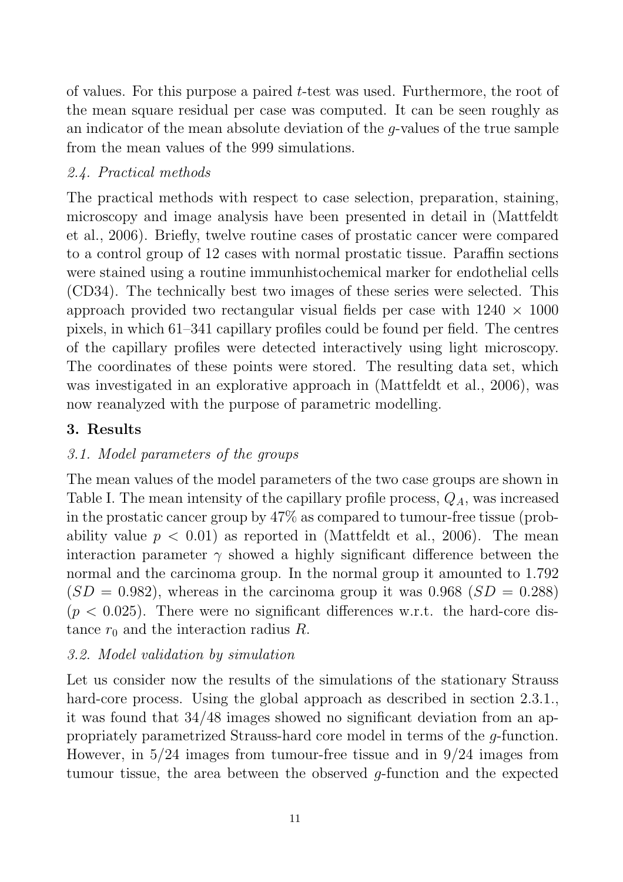of values. For this purpose a paired $t$-test was used. Furthermore, the root of the mean square residual per case was computed. It can be seen roughly as an indicator of the mean absolute deviation of the $g$-values of the true sample from the mean values of the 999 simulations.

### *2.4. Practical methods*

The practical methods with respect to case selection, preparation, staining, microscopy and image analysis have been presented in detail in (Mattfeldt et al., 2006). Briefly, twelve routine cases of prostatic cancer were compared to a control group of 12 cases with normal prostatic tissue. Paraffin sections were stained using a routine immunhistochemical marker for endothelial cells (CD34). The technically best two images of these series were selected. This approach provided two rectangular visual fields per case with $1240 \times 1000$ pixels, in which 61–341 capillary profiles could be found per field. The centres of the capillary profiles were detected interactively using light microscopy. The coordinates of these points were stored. The resulting data set, which was investigated in an explorative approach in (Mattfeldt et al., 2006), was now reanalyzed with the purpose of parametric modelling.

## 3. Results

### *3.1. Model parameters of the groups*

The mean values of the model parameters of the two case groups are shown in Table I. The mean intensity of the capillary profile process, $Q_A$, was increased in the prostatic cancer group by 47% as compared to tumour-free tissue (probability value $p < 0.01$) as reported in (Mattfeldt et al., 2006). The mean interaction parameter $\gamma$ showed a highly significant difference between the normal and the carcinoma group. In the normal group it amounted to 1.792 ($SD = 0.982$), whereas in the carcinoma group it was 0.968 ($SD = 0.288$) ($p < 0.025$). There were no significant differences w.r.t. the hard-core distance $r_0$ and the interaction radius $R$.

### *3.2. Model validation by simulation*

Let us consider now the results of the simulations of the stationary Strauss hard-core process. Using the global approach as described in section 2.3.1., it was found that 34/48 images showed no significant deviation from an appropriately parametrized Strauss-hard core model in terms of the $g$-function. However, in 5/24 images from tumour-free tissue and in 9/24 images from tumour tissue, the area between the observed $g$-function and the expected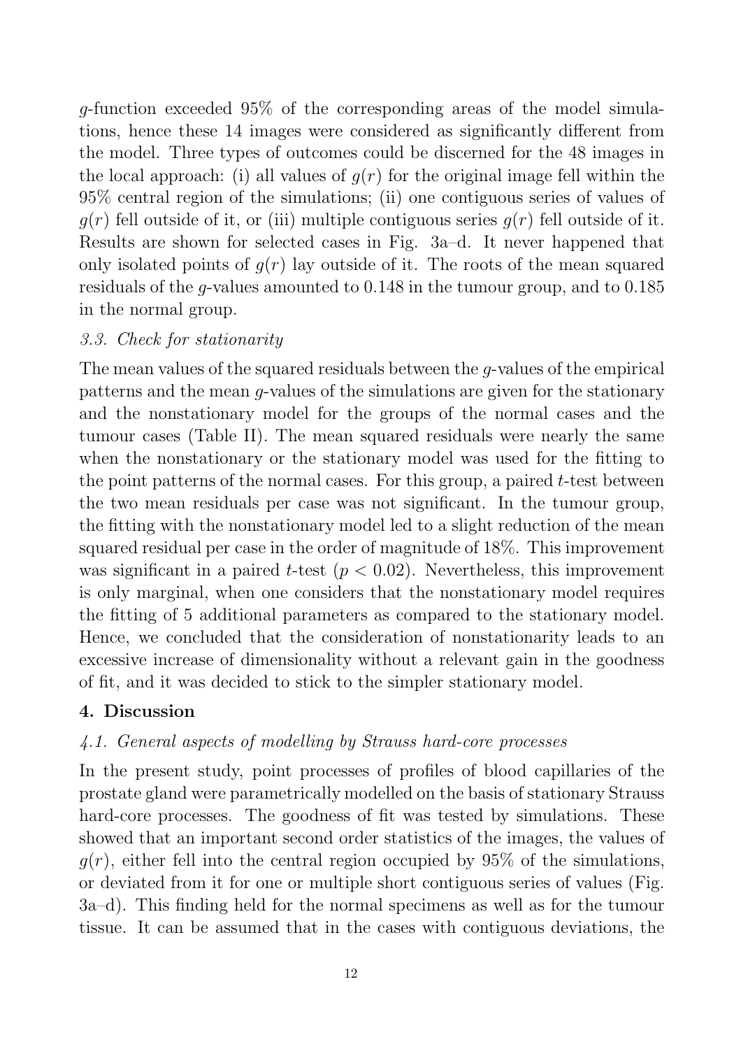$g$-function exceeded 95% of the corresponding areas of the model simulations, hence these 14 images were considered as significantly different from the model. Three types of outcomes could be discerned for the 48 images in the local approach: (i) all values of $g(r)$ for the original image fell within the 95% central region of the simulations; (ii) one contiguous series of values of $g(r)$ fell outside of it, or (iii) multiple contiguous series $g(r)$ fell outside of it. Results are shown for selected cases in Fig. 3a–d. It never happened that only isolated points of $g(r)$ lay outside of it. The roots of the mean squared residuals of the $g$-values amounted to 0.148 in the tumour group, and to 0.185 in the normal group.

### *3.3. Check for stationarity*

The mean values of the squared residuals between the $g$-values of the empirical patterns and the mean $g$-values of the simulations are given for the stationary and the nonstationary model for the groups of the normal cases and the tumour cases (Table II). The mean squared residuals were nearly the same when the nonstationary or the stationary model was used for the fitting to the point patterns of the normal cases. For this group, a paired $t$-test between the two mean residuals per case was not significant. In the tumour group, the fitting with the nonstationary model led to a slight reduction of the mean squared residual per case in the order of magnitude of 18%. This improvement was significant in a paired $t$-test ($p < 0.02$). Nevertheless, this improvement is only marginal, when one considers that the nonstationary model requires the fitting of 5 additional parameters as compared to the stationary model. Hence, we concluded that the consideration of nonstationarity leads to an excessive increase of dimensionality without a relevant gain in the goodness of fit, and it was decided to stick to the simpler stationary model.

## 4. Discussion

### *4.1. General aspects of modelling by Strauss hard-core processes*

In the present study, point processes of profiles of blood capillaries of the prostate gland were parametrically modelled on the basis of stationary Strauss hard-core processes. The goodness of fit was tested by simulations. These showed that an important second order statistics of the images, the values of $g(r)$, either fell into the central region occupied by 95% of the simulations, or deviated from it for one or multiple short contiguous series of values (Fig. 3a–d). This finding held for the normal specimens as well as for the tumour tissue. It can be assumed that in the cases with contiguous deviations, the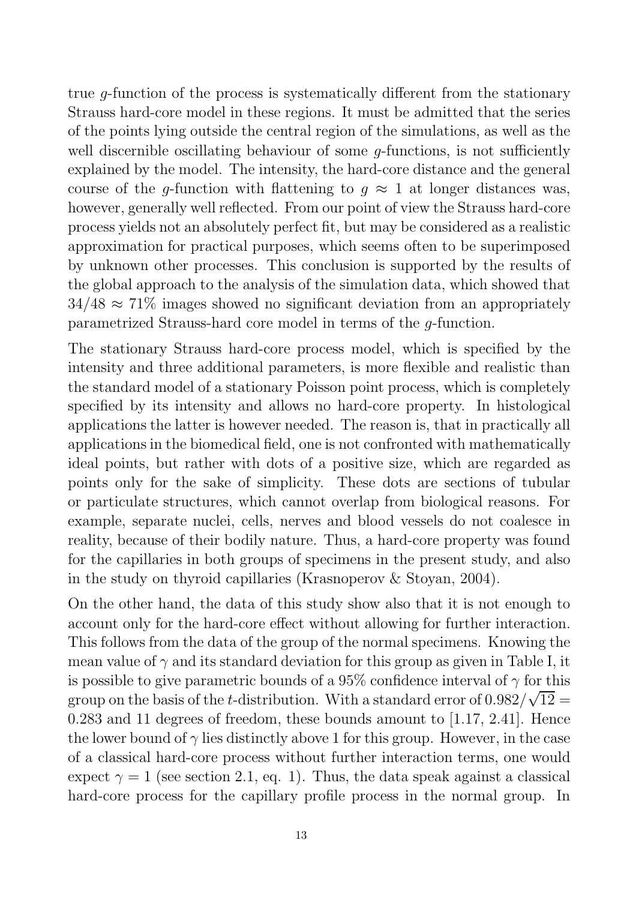true $g$-function of the process is systematically different from the stationary Strauss hard-core model in these regions. It must be admitted that the series of the points lying outside the central region of the simulations, as well as the well discernible oscillating behaviour of some $g$-functions, is not sufficiently explained by the model. The intensity, the hard-core distance and the general course of the $g$-function with flattening to $g \approx 1$ at longer distances was, however, generally well reflected. From our point of view the Strauss hard-core process yields not an absolutely perfect fit, but may be considered as a realistic approximation for practical purposes, which seems often to be superimposed by unknown other processes. This conclusion is supported by the results of the global approach to the analysis of the simulation data, which showed that $34/48 \approx 71\%$ images showed no significant deviation from an appropriately parametrized Strauss-hard core model in terms of the $g$-function.

The stationary Strauss hard-core process model, which is specified by the intensity and three additional parameters, is more flexible and realistic than the standard model of a stationary Poisson point process, which is completely specified by its intensity and allows no hard-core property. In histological applications the latter is however needed. The reason is, that in practically all applications in the biomedical field, one is not confronted with mathematically ideal points, but rather with dots of a positive size, which are regarded as points only for the sake of simplicity. These dots are sections of tubular or particulate structures, which cannot overlap from biological reasons. For example, separate nuclei, cells, nerves and blood vessels do not coalesce in reality, because of their bodily nature. Thus, a hard-core property was found for the capillaries in both groups of specimens in the present study, and also in the study on thyroid capillaries (Krasnoperov & Stoyan, 2004).

On the other hand, the data of this study show also that it is not enough to account only for the hard-core effect without allowing for further interaction. This follows from the data of the group of the normal specimens. Knowing the mean value of $\gamma$ and its standard deviation for this group as given in Table I, it is possible to give parametric bounds of a 95% confidence interval of $\gamma$ for this group on the basis of the $t$-distribution. With a standard error of $0.982/\sqrt{12} = 0.283$ and 11 degrees of freedom, these bounds amount to [1.17, 2.41]. Hence the lower bound of $\gamma$ lies distinctly above 1 for this group. However, in the case of a classical hard-core process without further interaction terms, one would expect $\gamma = 1$ (see section 2.1, eq. 1). Thus, the data speak against a classical hard-core process for the capillary profile process in the normal group. In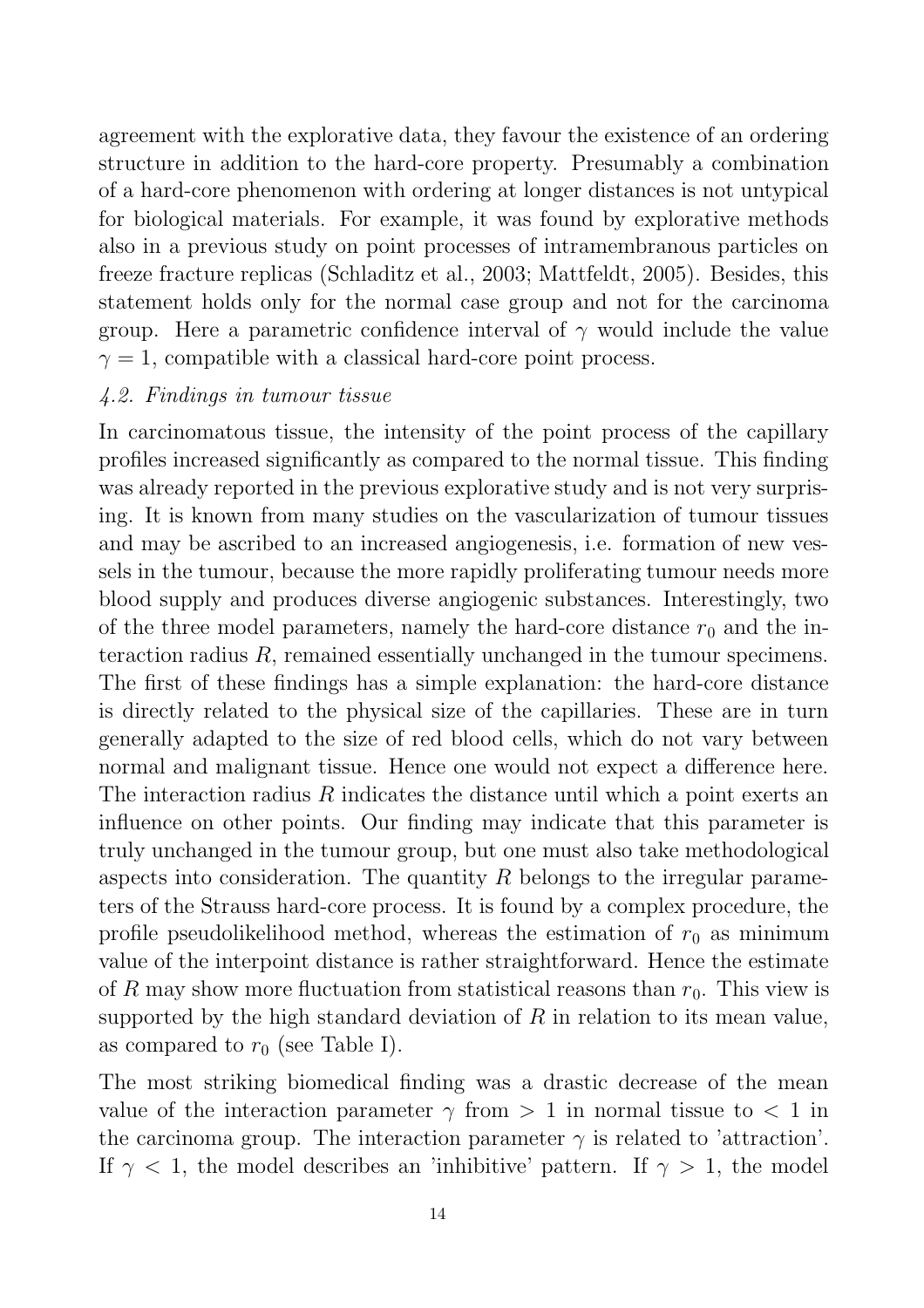agreement with the explorative data, they favour the existence of an ordering structure in addition to the hard-core property. Presumably a combination of a hard-core phenomenon with ordering at longer distances is not untypical for biological materials. For example, it was found by explorative methods also in a previous study on point processes of intramembranous particles on freeze fracture replicas (Schladitz et al., 2003; Mattfeldt, 2005). Besides, this statement holds only for the normal case group and not for the carcinoma group. Here a parametric confidence interval of $\gamma$ would include the value $\gamma = 1$, compatible with a classical hard-core point process.

### *4.2. Findings in tumour tissue*

In carcinomatous tissue, the intensity of the point process of the capillary profiles increased significantly as compared to the normal tissue. This finding was already reported in the previous explorative study and is not very surprising. It is known from many studies on the vascularization of tumour tissues and may be ascribed to an increased angiogenesis, i.e. formation of new vessels in the tumour, because the more rapidly proliferating tumour needs more blood supply and produces diverse angiogenic substances. Interestingly, two of the three model parameters, namely the hard-core distance $r_0$ and the interaction radius $R$, remained essentially unchanged in the tumour specimens. The first of these findings has a simple explanation: the hard-core distance is directly related to the physical size of the capillaries. These are in turn generally adapted to the size of red blood cells, which do not vary between normal and malignant tissue. Hence one would not expect a difference here. The interaction radius $R$ indicates the distance until which a point exerts an influence on other points. Our finding may indicate that this parameter is truly unchanged in the tumour group, but one must also take methodological aspects into consideration. The quantity $R$ belongs to the irregular parameters of the Strauss hard-core process. It is found by a complex procedure, the profile pseudolikelihood method, whereas the estimation of $r_0$ as minimum value of the interpoint distance is rather straightforward. Hence the estimate of $R$ may show more fluctuation from statistical reasons than $r_0$. This view is supported by the high standard deviation of $R$ in relation to its mean value, as compared to $r_0$ (see Table I).

The most striking biomedical finding was a drastic decrease of the mean value of the interaction parameter $\gamma$ from $> 1$ in normal tissue to $< 1$ in the carcinoma group. The interaction parameter $\gamma$ is related to 'attraction'. If $\gamma < 1$, the model describes an 'inhibitive' pattern. If $\gamma > 1$, the model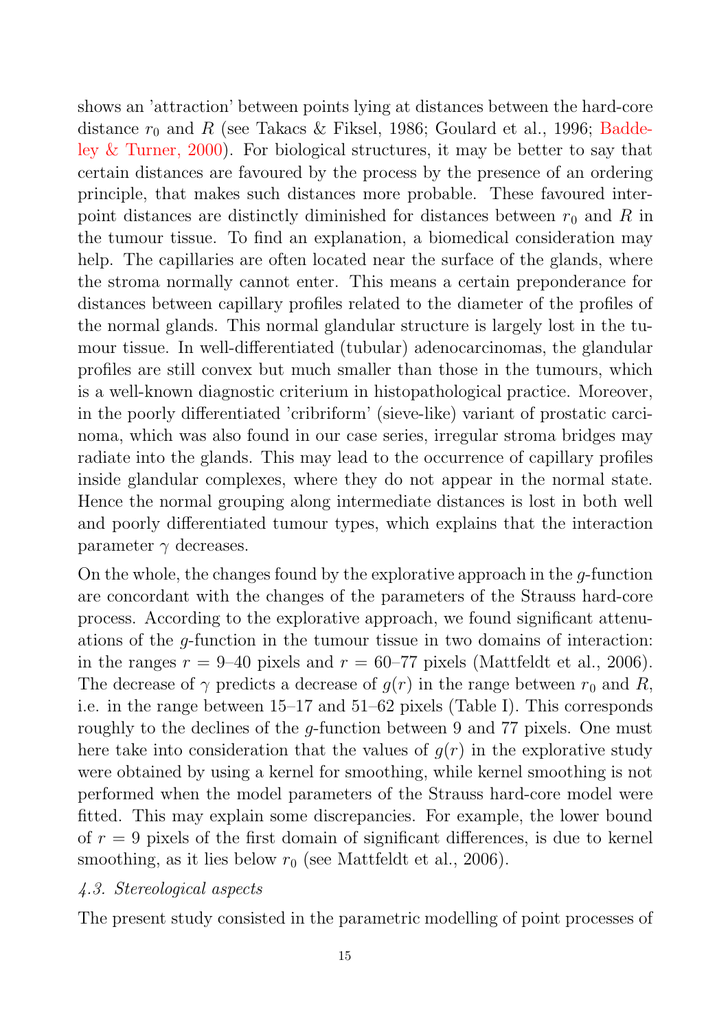shows an 'attraction' between points lying at distances between the hard-core distance $r_0$ and $R$ (see Takacs & Fiksel, 1986; Goulard et al., 1996; Baddeley & Turner, 2000). For biological structures, it may be better to say that certain distances are favoured by the process by the presence of an ordering principle, that makes such distances more probable. These favoured inter-point distances are distinctly diminished for distances between $r_0$ and $R$ in the tumour tissue. To find an explanation, a biomedical consideration may help. The capillaries are often located near the surface of the glands, where the stroma normally cannot enter. This means a certain preponderance for distances between capillary profiles related to the diameter of the profiles of the normal glands. This normal glandular structure is largely lost in the tumour tissue. In well-differentiated (tubular) adenocarcinomas, the glandular profiles are still convex but much smaller than those in the tumours, which is a well-known diagnostic criterium in histopathological practice. Moreover, in the poorly differentiated 'cribriform' (sieve-like) variant of prostatic carcinoma, which was also found in our case series, irregular stroma bridges may radiate into the glands. This may lead to the occurrence of capillary profiles inside glandular complexes, where they do not appear in the normal state. Hence the normal grouping along intermediate distances is lost in both well and poorly differentiated tumour types, which explains that the interaction parameter $\gamma$ decreases.

On the whole, the changes found by the explorative approach in the $g$-function are concordant with the changes of the parameters of the Strauss hard-core process. According to the explorative approach, we found significant attenuations of the $g$-function in the tumour tissue in two domains of interaction: in the ranges $r$ = 9–40 pixels and $r$ = 60–77 pixels (Mattfeldt et al., 2006). The decrease of $\gamma$ predicts a decrease of $g(r)$ in the range between $r_0$ and $R$, i.e. in the range between 15–17 and 51–62 pixels (Table I). This corresponds roughly to the declines of the $g$-function between 9 and 77 pixels. One must here take into consideration that the values of $g(r)$ in the explorative study were obtained by using a kernel for smoothing, while kernel smoothing is not performed when the model parameters of the Strauss hard-core model were fitted. This may explain some discrepancies. For example, the lower bound of $r$ = 9 pixels of the first domain of significant differences, is due to kernel smoothing, as it lies below $r_0$ (see Mattfeldt et al., 2006).

### *4.3. Stereological aspects*

The present study consisted in the parametric modelling of point processes of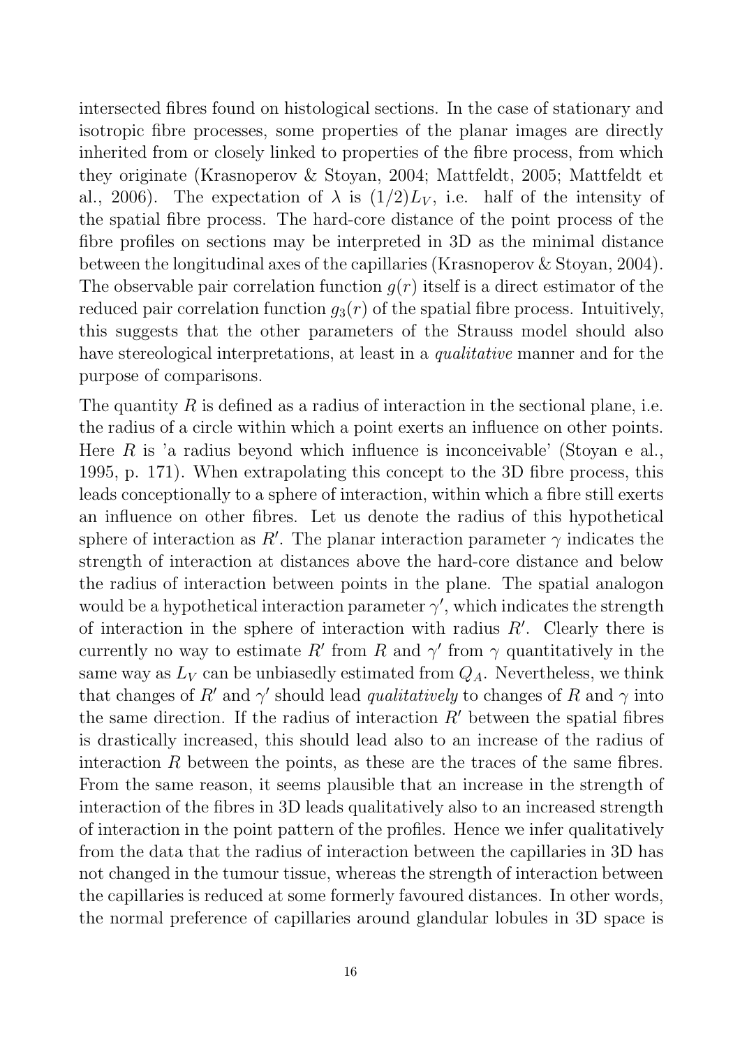intersected fibres found on histological sections. In the case of stationary and isotropic fibre processes, some properties of the planar images are directly inherited from or closely linked to properties of the fibre process, from which they originate (Krasnoperov & Stoyan, 2004; Mattfeldt, 2005; Mattfeldt et al., 2006). The expectation of $\lambda$ is $(1/2)L_V$, i.e. half of the intensity of the spatial fibre process. The hard-core distance of the point process of the fibre profiles on sections may be interpreted in 3D as the minimal distance between the longitudinal axes of the capillaries (Krasnoperov & Stoyan, 2004). The observable pair correlation function $g(r)$ itself is a direct estimator of the reduced pair correlation function $g_3(r)$ of the spatial fibre process. Intuitively, this suggests that the other parameters of the Strauss model should also have stereological interpretations, at least in a *qualitative* manner and for the purpose of comparisons.

The quantity $R$ is defined as a radius of interaction in the sectional plane, i.e. the radius of a circle within which a point exerts an influence on other points. Here $R$ is 'a radius beyond which influence is inconceivable' (Stoyan e al., 1995, p. 171). When extrapolating this concept to the 3D fibre process, this leads conceptionally to a sphere of interaction, within which a fibre still exerts an influence on other fibres. Let us denote the radius of this hypothetical sphere of interaction as $R'$. The planar interaction parameter $\gamma$ indicates the strength of interaction at distances above the hard-core distance and below the radius of interaction between points in the plane. The spatial analogon would be a hypothetical interaction parameter $\gamma'$, which indicates the strength of interaction in the sphere of interaction with radius $R'$. Clearly there is currently no way to estimate $R'$ from $R$ and $\gamma'$ from $\gamma$ quantitatively in the same way as $L_V$ can be unbiasedly estimated from $Q_A$. Nevertheless, we think that changes of $R'$ and $\gamma'$ should lead *qualitatively* to changes of $R$ and $\gamma$ into the same direction. If the radius of interaction $R'$ between the spatial fibres is drastically increased, this should lead also to an increase of the radius of interaction $R$ between the points, as these are the traces of the same fibres. From the same reason, it seems plausible that an increase in the strength of interaction of the fibres in 3D leads qualitatively also to an increased strength of interaction in the point pattern of the profiles. Hence we infer qualitatively from the data that the radius of interaction between the capillaries in 3D has not changed in the tumour tissue, whereas the strength of interaction between the capillaries is reduced at some formerly favoured distances. In other words, the normal preference of capillaries around glandular lobules in 3D space is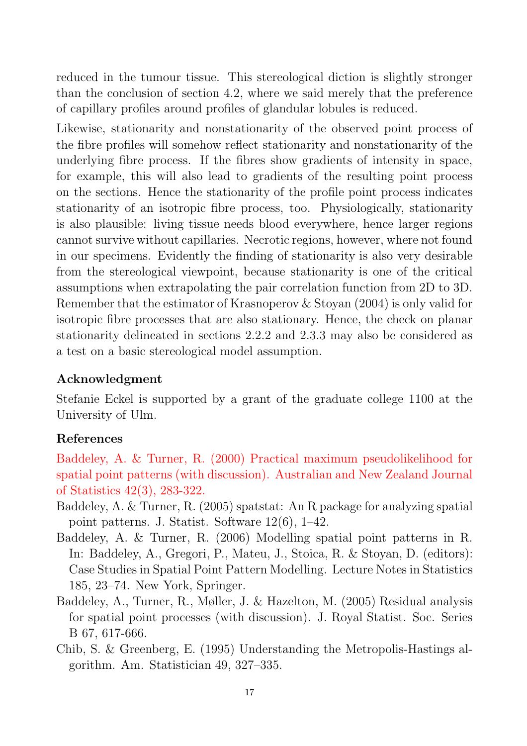reduced in the tumour tissue. This stereological diction is slightly stronger than the conclusion of section 4.2, where we said merely that the preference of capillary profiles around profiles of glandular lobules is reduced.

Likewise, stationarity and nonstationarity of the observed point process of the fibre profiles will somehow reflect stationarity and nonstationarity of the underlying fibre process. If the fibres show gradients of intensity in space, for example, this will also lead to gradients of the resulting point process on the sections. Hence the stationarity of the profile point process indicates stationarity of an isotropic fibre process, too. Physiologically, stationarity is also plausible: living tissue needs blood everywhere, hence larger regions cannot survive without capillaries. Necrotic regions, however, where not found in our specimens. Evidently the finding of stationarity is also very desirable from the stereological viewpoint, because stationarity is one of the critical assumptions when extrapolating the pair correlation function from 2D to 3D. Remember that the estimator of Krasnoperov & Stoyan (2004) is only valid for isotropic fibre processes that are also stationary. Hence, the check on planar stationarity delineated in sections 2.2.2 and 2.3.3 may also be considered as a test on a basic stereological model assumption.

### Acknowledgment

Stefanie Eckel is supported by a grant of the graduate college 1100 at the University of Ulm.

### References

Baddeley, A. & Turner, R. (2000) Practical maximum pseudolikelihood for spatial point patterns (with discussion). Australian and New Zealand Journal of Statistics 42(3), 283-322.

Baddeley, A. & Turner, R. (2005) spatstat: An R package for analyzing spatial point patterns. J. Statist. Software 12(6), 1–42.

Baddeley, A. & Turner, R. (2006) Modelling spatial point patterns in R. In: Baddeley, A., Gregori, P., Mateu, J., Stoica, R. & Stoyan, D. (editors): Case Studies in Spatial Point Pattern Modelling. Lecture Notes in Statistics 185, 23–74. New York, Springer.

Baddeley, A., Turner, R., Møller, J. & Hazelton, M. (2005) Residual analysis for spatial point processes (with discussion). J. Royal Statist. Soc. Series B 67, 617-666.

Chib, S. & Greenberg, E. (1995) Understanding the Metropolis-Hastings algorithm. Am. Statistician 49, 327–335.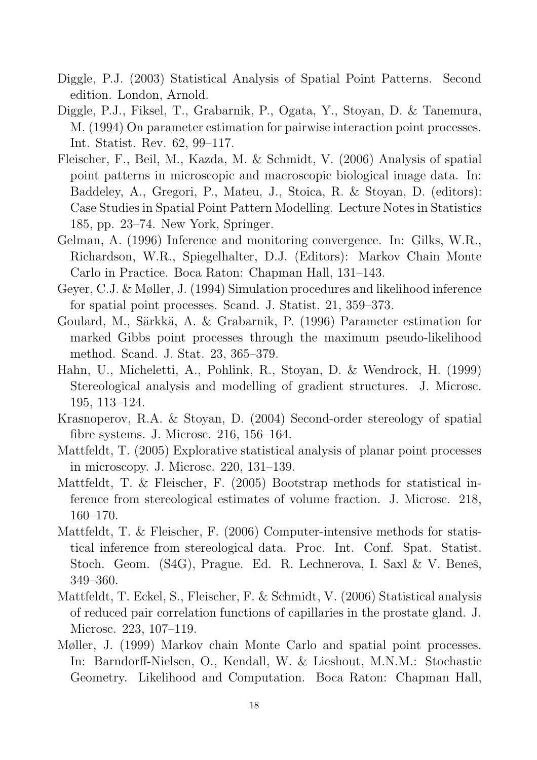Diggle, P.J. (2003) Statistical Analysis of Spatial Point Patterns. Second edition. London, Arnold.

Diggle, P.J., Fiksel, T., Grabarnik, P., Ogata, Y., Stoyan, D. & Tanemura, M. (1994) On parameter estimation for pairwise interaction point processes. Int. Statist. Rev. 62, 99–117.

Fleischer, F., Beil, M., Kazda, M. & Schmidt, V. (2006) Analysis of spatial point patterns in microscopic and macroscopic biological image data. In: Baddeley, A., Gregori, P., Mateu, J., Stoica, R. & Stoyan, D. (editors): Case Studies in Spatial Point Pattern Modelling. Lecture Notes in Statistics 185, pp. 23–74. New York, Springer.

Gelman, A. (1996) Inference and monitoring convergence. In: Gilks, W.R., Richardson, W.R., Spiegelhalter, D.J. (Editors): Markov Chain Monte Carlo in Practice. Boca Raton: Chapman Hall, 131–143.

Geyer, C.J. & Møller, J. (1994) Simulation procedures and likelihood inference for spatial point processes. Scand. J. Statist. 21, 359–373.

Goulard, M., Särkkä, A. & Grabarnik, P. (1996) Parameter estimation for marked Gibbs point processes through the maximum pseudo-likelihood method. Scand. J. Stat. 23, 365–379.

Hahn, U., Micheletti, A., Pohlink, R., Stoyan, D. & Wendrock, H. (1999) Stereological analysis and modelling of gradient structures. J. Microsc. 195, 113–124.

Krasnoperov, R.A. & Stoyan, D. (2004) Second-order stereology of spatial fibre systems. J. Microsc. 216, 156–164.

Mattfeldt, T. (2005) Explorative statistical analysis of planar point processes in microscopy. J. Microsc. 220, 131–139.

Mattfeldt, T. & Fleischer, F. (2005) Bootstrap methods for statistical inference from stereological estimates of volume fraction. J. Microsc. 218, 160–170.

Mattfeldt, T. & Fleischer, F. (2006) Computer-intensive methods for statistical inference from stereological data. Proc. Int. Conf. Spat. Statist. Stoch. Geom. (S4G), Prague. Ed. R. Lechnerova, I. Saxl & V. Beneš, 349–360.

Mattfeldt, T. Eckel, S., Fleischer, F. & Schmidt, V. (2006) Statistical analysis of reduced pair correlation functions of capillaries in the prostate gland. J. Microsc. 223, 107–119.

Møller, J. (1999) Markov chain Monte Carlo and spatial point processes. In: Barndorff-Nielsen, O., Kendall, W. & Lieshout, M.N.M.: Stochastic Geometry. Likelihood and Computation. Boca Raton: Chapman Hall,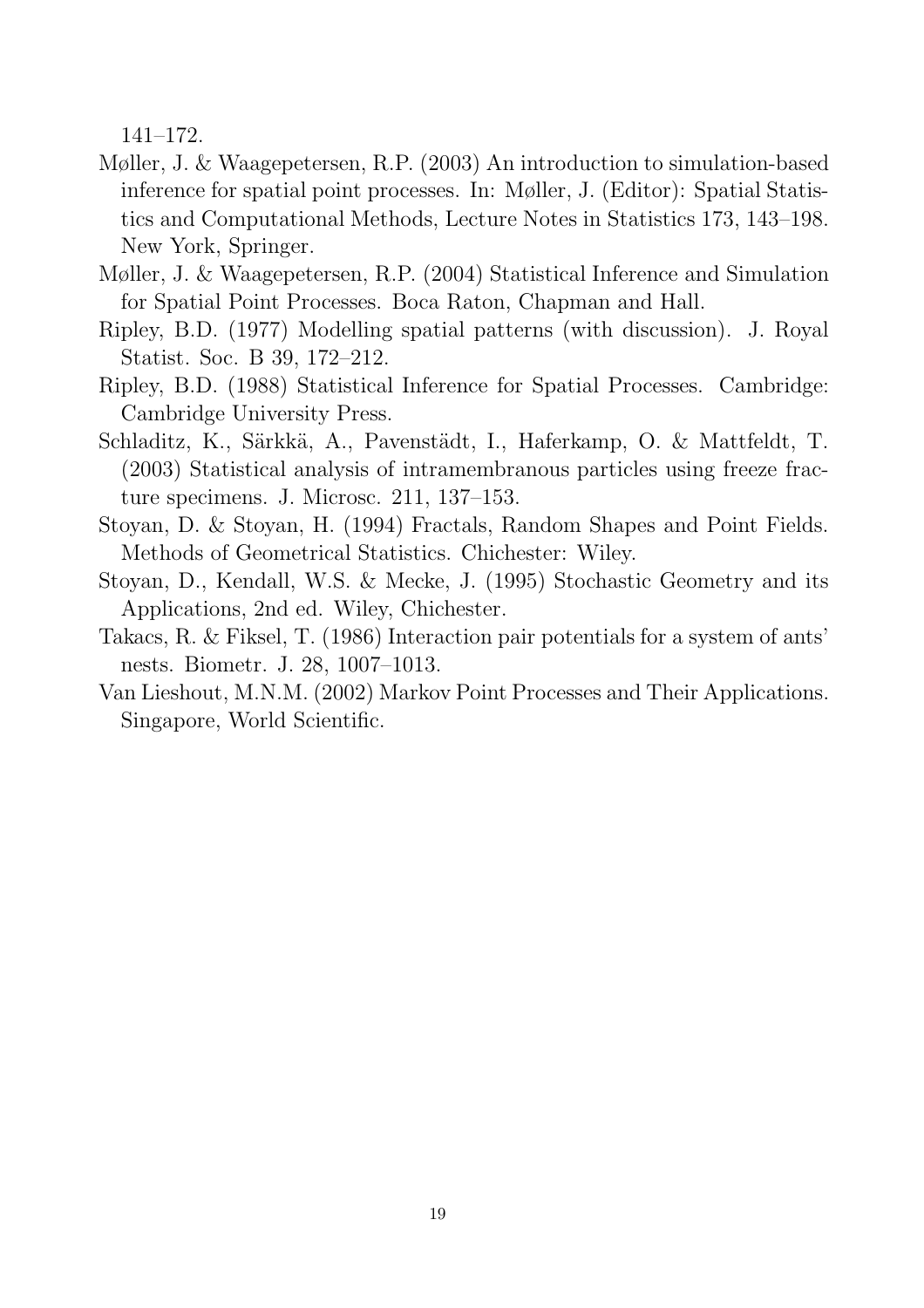141–172.

Møller, J. & Waagepetersen, R.P. (2003) An introduction to simulation-based inference for spatial point processes. In: Møller, J. (Editor): Spatial Statistics and Computational Methods, Lecture Notes in Statistics 173, 143–198. New York, Springer.

Møller, J. & Waagepetersen, R.P. (2004) Statistical Inference and Simulation for Spatial Point Processes. Boca Raton, Chapman and Hall.

Ripley, B.D. (1977) Modelling spatial patterns (with discussion). J. Royal Statist. Soc. B 39, 172–212.

Ripley, B.D. (1988) Statistical Inference for Spatial Processes. Cambridge: Cambridge University Press.

Schladitz, K., Särkkä, A., Pavenstädt, I., Haferkamp, O. & Mattfeldt, T. (2003) Statistical analysis of intramembranous particles using freeze fracture specimens. J. Microsc. 211, 137–153.

Stoyan, D. & Stoyan, H. (1994) Fractals, Random Shapes and Point Fields. Methods of Geometrical Statistics. Chichester: Wiley.

Stoyan, D., Kendall, W.S. & Mecke, J. (1995) Stochastic Geometry and its Applications, 2nd ed. Wiley, Chichester.

Takacs, R. & Fiksel, T. (1986) Interaction pair potentials for a system of ants' nests. Biometr. J. 28, 1007–1013.

Van Lieshout, M.N.M. (2002) Markov Point Processes and Their Applications. Singapore, World Scientific.